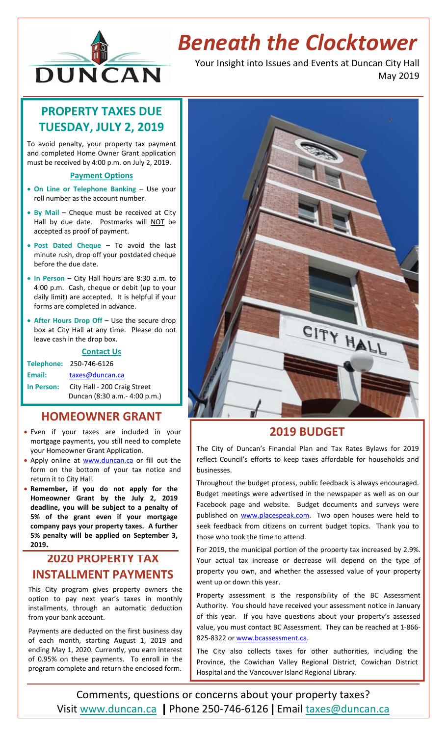# Beneath the Clocktower

Your Insight into Issues and Events at Duncan City Hall
May 2019

## PROPERTY TAXES DUE TUESDAY, JULY 2, 2019

To avoid penalty, your property tax payment and completed Home Owner Grant application must be received by 4:00 p.m. on July 2, 2019.

### Payment Options

- **On Line or Telephone Banking** – Use your roll number as the account number.
- **By Mail** – Cheque must be received at City Hall by due date. Postmarks will NOT be accepted as proof of payment.
- **Post Dated Cheque** – To avoid the last minute rush, drop off your postdated cheque before the due date.
- **In Person** – City Hall hours are 8:30 a.m. to 4:00 p.m. Cash, cheque or debit (up to your daily limit) are accepted. It is helpful if your forms are completed in advance.
- **After Hours Drop Off** – Use the secure drop box at City Hall at any time. Please do not leave cash in the drop box.

### Contact Us

**Telephone:** 250-746-6126
**Email:** taxes@duncan.ca
**In Person:** City Hall - 200 Craig Street Duncan (8:30 a.m.- 4:00 p.m.)

## HOMEOWNER GRANT

- Even if your taxes are included in your mortgage payments, you still need to complete your Homeowner Grant Application.
- Apply online at www.duncan.ca or fill out the form on the bottom of your tax notice and return it to City Hall.
- **Remember, if you do not apply for the Homeowner Grant by the July 2, 2019 deadline, you will be subject to a penalty of 5% of the grant even if your mortgage company pays your property taxes. A further 5% penalty will be applied on September 3, 2019.**

## 2020 PROPERTY TAX INSTALLMENT PAYMENTS

This City program gives property owners the option to pay next year's taxes in monthly installments, through an automatic deduction from your bank account.

Payments are deducted on the first business day of each month, starting August 1, 2019 and ending May 1, 2020. Currently, you earn interest of 0.95% on these payments. To enroll in the program complete and return the enclosed form.

## 2019 BUDGET

The City of Duncan's Financial Plan and Tax Rates Bylaws for 2019 reflect Council's efforts to keep taxes affordable for households and businesses.

Throughout the budget process, public feedback is always encouraged. Budget meetings were advertised in the newspaper as well as on our Facebook page and website. Budget documents and surveys were published on www.placespeak.com. Two open houses were held to seek feedback from citizens on current budget topics. Thank you to those who took the time to attend.

For 2019, the municipal portion of the property tax increased by 2.9%. Your actual tax increase or decrease will depend on the type of property you own, and whether the assessed value of your property went up or down this year.

Property assessment is the responsibility of the BC Assessment Authority. You should have received your assessment notice in January of this year. If you have questions about your property's assessed value, you must contact BC Assessment. They can be reached at 1-866-825-8322 or www.bcassessment.ca.

The City also collects taxes for other authorities, including the Province, the Cowichan Valley Regional District, Cowichan District Hospital and the Vancouver Island Regional Library.

Comments, questions or concerns about your property taxes?
Visit www.duncan.ca | Phone 250-746-6126 | Email taxes@duncan.ca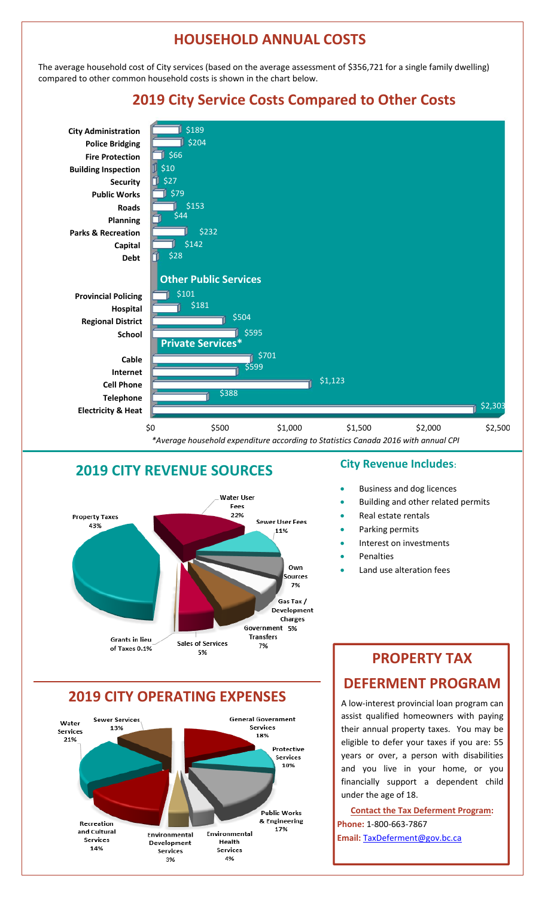# HOUSEHOLD ANNUAL COSTS

The average household cost of City services (based on the average assessment of $356,721 for a single family dwelling) compared to other common household costs is shown in the chart below.

## 2019 City Service Costs Compared to Other Costs

City Administration $189
Police Bridging $204
Fire Protection $66
Building Inspection $10
Security $27
Public Works $79
Roads $153
Planning $44
Parks & Recreation $232
Capital $142
Debt $28

Other Public Services

Provincial Policing $101
Hospital $181
Regional District $504
School $595

Private Services*

Cable $701
Internet $599
Cell Phone $1,123
Telephone $388
Electricity & Heat $2,303

$0 $500 $1,000 $1,500 $2,000 $2,500

*\*Average household expenditure according to Statistics Canada 2016 with annual CPI*

## 2019 CITY REVENUE SOURCES

Property Taxes 43%
Water User Fees 22%
Sewer User Fees 11%
Own Sources 7%
Gas Tax / Development Charges 5%
Government Transfers 7%
Sales of Services 5%
Grants in lieu of Taxes 0.1%

### City Revenue Includes:

- Business and dog licences
- Building and other related permits
- Real estate rentals
- Parking permits
- Interest on investments
- Penalties
- Land use alteration fees

## 2019 CITY OPERATING EXPENSES

Water Services 21%
Sewer Services 13%
General Government Services 18%
Protective Services 10%
Public Works & Engineering 17%
Environmental Health Services 4%
Environmental Development Services 3%
Recreation and Cultural Services 14%

## PROPERTY TAX DEFERMENT PROGRAM

A low-interest provincial loan program can assist qualified homeowners with paying their annual property taxes. You may be eligible to defer your taxes if you are: 55 years or over, a person with disabilities and you live in your home, or you financially support a dependent child under the age of 18.

**Contact the Tax Deferment Program:**

**Phone:** 1-800-663-7867

**Email:** TaxDeferment@gov.bc.ca